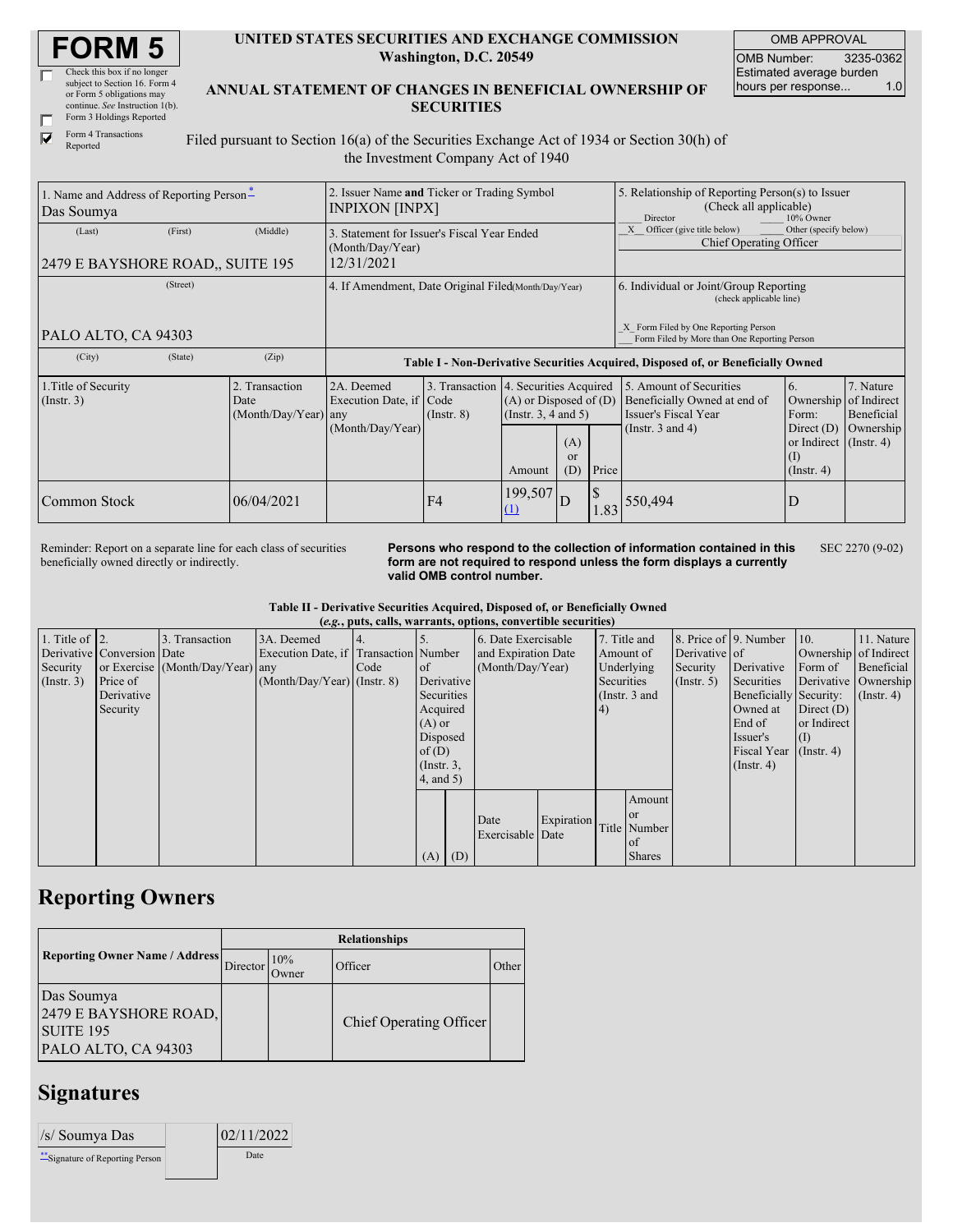# FORM 5

☐ Check this box if no longer subject to Section 16. Form 4 or Form 5 obligations may continue. *See* Instruction 1(b).

☐ Form 3 Holdings Reported

☑ Form 4 Transactions Reported

**UNITED STATES SECURITIES AND EXCHANGE COMMISSION**
**Washington, D.C. 20549**

**ANNUAL STATEMENT OF CHANGES IN BENEFICIAL OWNERSHIP OF SECURITIES**

| OMB APPROVAL | |
|---|---|
| OMB Number: | 3235-0362 |
| Estimated average burden hours per response... | 1.0 |

Filed pursuant to Section 16(a) of the Securities Exchange Act of 1934 or Section 30(h) of the Investment Company Act of 1940

| 1. Name and Address of Reporting Person* | 2. Issuer Name **and** Ticker or Trading Symbol | 5. Relationship of Reporting Person(s) to Issuer (Check all applicable) |
|---|---|---|
| Das Soumya | INPIXON [INPX] | ___ Director ___ 10% Owner |
| (Last) (First) (Middle) | 3. Statement for Issuer's Fiscal Year Ended (Month/Day/Year) | _X_ Officer (give title below) ___ Other (specify below) |
| 2479 E BAYSHORE ROAD,, SUITE 195 | 12/31/2021 | Chief Operating Officer |
| (Street) | 4. If Amendment, Date Original Filed(Month/Day/Year) | 6. Individual or Joint/Group Reporting (check applicable line) |
| PALO ALTO, CA 94303 | | _X_ Form Filed by One Reporting Person ___ Form Filed by More than One Reporting Person |
| (City) (State) (Zip) | | |

**Table I - Non-Derivative Securities Acquired, Disposed of, or Beneficially Owned**

| 1.Title of Security (Instr. 3) | 2. Transaction Date (Month/Day/Year) | 2A. Deemed Execution Date, if any (Month/Day/Year) | 3. Transaction Code (Instr. 8) | 4. Securities Acquired (A) or Disposed of (D) (Instr. 3, 4 and 5) | | | 5. Amount of Securities Beneficially Owned at end of Issuer's Fiscal Year (Instr. 3 and 4) | 6. Ownership Form: Direct (D) or Indirect (I) (Instr. 4) | 7. Nature of Indirect Beneficial Ownership (Instr. 4) |
|---|---|---|---|---|---|---|---|---|---|
| | | | | Amount | (A) or (D) | Price | | | |
| Common Stock | 06/04/2021 | | F4 | 199,507 (1) | D | $ 1.83 | 550,494 | D | |

Reminder: Report on a separate line for each class of securities beneficially owned directly or indirectly.

**Persons who respond to the collection of information contained in this form are not required to respond unless the form displays a currently valid OMB control number.**

SEC 2270 (9-02)

**Table II - Derivative Securities Acquired, Disposed of, or Beneficially Owned**
**(*e.g.*, puts, calls, warrants, options, convertible securities)**

| 1. Title of Derivative Security (Instr. 3) | 2. Conversion or Exercise Price of Derivative Security | 3. Transaction Date (Month/Day/Year) | 3A. Deemed Execution Date, if any (Month/Day/Year) | 4. Transaction Code (Instr. 8) | 5. Number of Derivative Securities Acquired (A) or Disposed of (D) (Instr. 3, 4, and 5) | | 6. Date Exercisable and Expiration Date (Month/Day/Year) | | 7. Title and Amount of Underlying Securities (Instr. 3 and 4) | | 8. Price of Derivative Security (Instr. 5) | 9. Number of Derivative Securities Beneficially Owned at End of Issuer's Fiscal Year (Instr. 4) | 10. Ownership Form of Derivative Security: Direct (D) or Indirect (I) (Instr. 4) | 11. Nature of Indirect Beneficial Ownership (Instr. 4) |
|---|---|---|---|---|---|---|---|---|---|---|---|---|---|---|
| | | | | | (A) | (D) | Date Exercisable | Expiration Date | Title | Amount or Number of Shares | | | | |

## Reporting Owners

| Reporting Owner Name / Address | Relationships | | | |
|---|---|---|---|---|
| | Director | 10% Owner | Officer | Other |
| Das Soumya 2479 E BAYSHORE ROAD, SUITE 195 PALO ALTO, CA 94303 | | | Chief Operating Officer | |

## Signatures

| /s/ Soumya Das | 02/11/2022 |
|---|---|
| **Signature of Reporting Person | Date |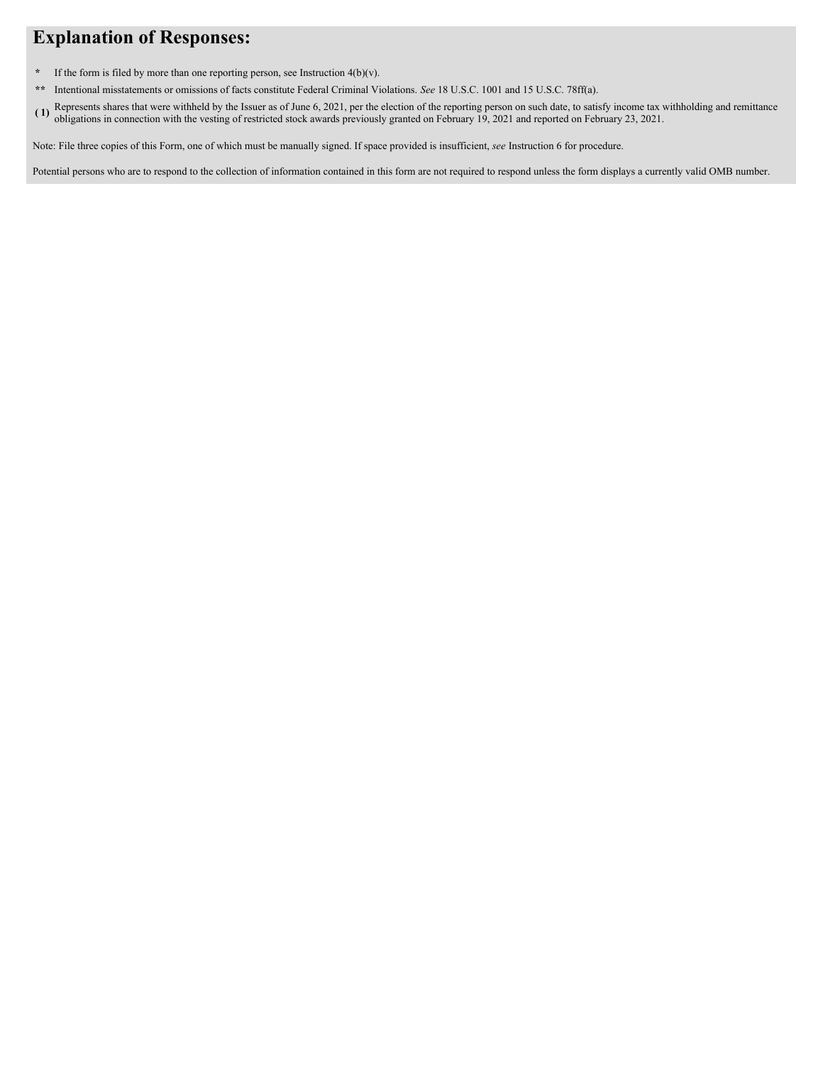# Explanation of Responses:

- \* If the form is filed by more than one reporting person, see Instruction 4(b)(v).
- \*\* Intentional misstatements or omissions of facts constitute Federal Criminal Violations. *See* 18 U.S.C. 1001 and 15 U.S.C. 78ff(a).
- ( 1) Represents shares that were withheld by the Issuer as of June 6, 2021, per the election of the reporting person on such date, to satisfy income tax withholding and remittance obligations in connection with the vesting of restricted stock awards previously granted on February 19, 2021 and reported on February 23, 2021.

Note: File three copies of this Form, one of which must be manually signed. If space provided is insufficient, *see* Instruction 6 for procedure.

Potential persons who are to respond to the collection of information contained in this form are not required to respond unless the form displays a currently valid OMB number.